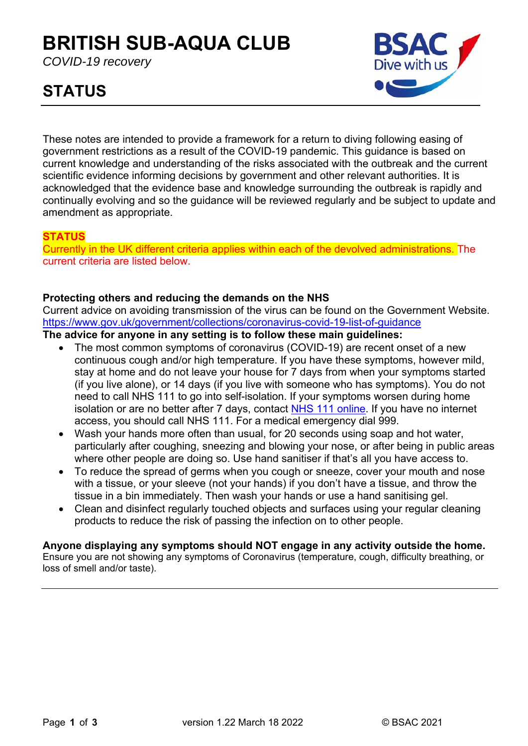# BRITISH SUB-AQUA CLUB

*COVID-19 recovery*

## STATUS

These notes are intended to provide a framework for a return to diving following easing of government restrictions as a result of the COVID-19 pandemic. This guidance is based on current knowledge and understanding of the risks associated with the outbreak and the current scientific evidence informing decisions by government and other relevant authorities. It is acknowledged that the evidence base and knowledge surrounding the outbreak is rapidly and continually evolving and so the guidance will be reviewed regularly and be subject to update and amendment as appropriate.

**STATUS**

Currently in the UK different criteria applies within each of the devolved administrations. The current criteria are listed below.

**Protecting others and reducing the demands on the NHS**

Current advice on avoiding transmission of the virus can be found on the Government Website. https://www.gov.uk/government/collections/coronavirus-covid-19-list-of-guidance

**The advice for anyone in any setting is to follow these main guidelines:**

- The most common symptoms of coronavirus (COVID-19) are recent onset of a new continuous cough and/or high temperature. If you have these symptoms, however mild, stay at home and do not leave your house for 7 days from when your symptoms started (if you live alone), or 14 days (if you live with someone who has symptoms). You do not need to call NHS 111 to go into self-isolation. If your symptoms worsen during home isolation or are no better after 7 days, contact NHS 111 online. If you have no internet access, you should call NHS 111. For a medical emergency dial 999.
- Wash your hands more often than usual, for 20 seconds using soap and hot water, particularly after coughing, sneezing and blowing your nose, or after being in public areas where other people are doing so. Use hand sanitiser if that's all you have access to.
- To reduce the spread of germs when you cough or sneeze, cover your mouth and nose with a tissue, or your sleeve (not your hands) if you don't have a tissue, and throw the tissue in a bin immediately. Then wash your hands or use a hand sanitising gel.
- Clean and disinfect regularly touched objects and surfaces using your regular cleaning products to reduce the risk of passing the infection on to other people.

**Anyone displaying any symptoms should NOT engage in any activity outside the home.**

Ensure you are not showing any symptoms of Coronavirus (temperature, cough, difficulty breathing, or loss of smell and/or taste).

---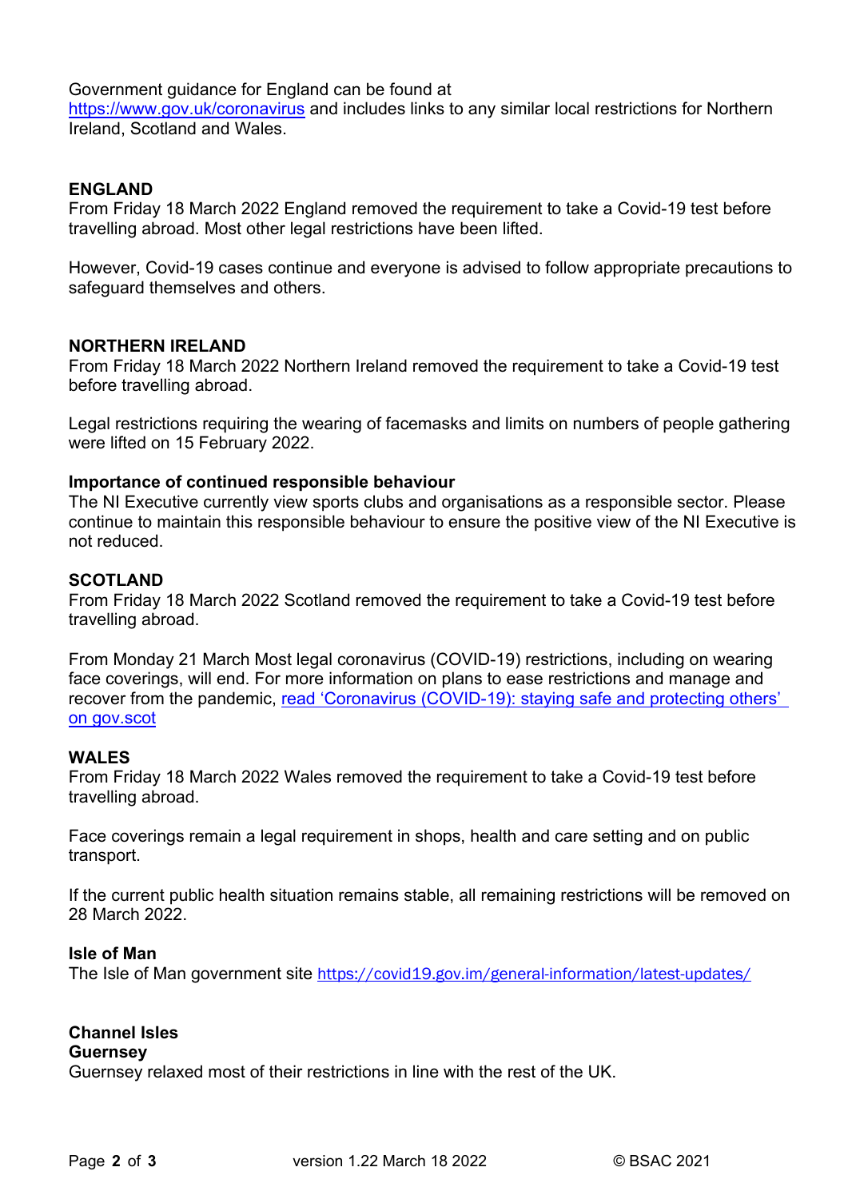Government guidance for England can be found at [https://www.gov.uk/coronavirus](https://www.gov.uk/coronavirus) and includes links to any similar local restrictions for Northern Ireland, Scotland and Wales.

**ENGLAND**

From Friday 18 March 2022 England removed the requirement to take a Covid-19 test before travelling abroad. Most other legal restrictions have been lifted.

However, Covid-19 cases continue and everyone is advised to follow appropriate precautions to safeguard themselves and others.

**NORTHERN IRELAND**

From Friday 18 March 2022 Northern Ireland removed the requirement to take a Covid-19 test before travelling abroad.

Legal restrictions requiring the wearing of facemasks and limits on numbers of people gathering were lifted on 15 February 2022.

**Importance of continued responsible behaviour**

The NI Executive currently view sports clubs and organisations as a responsible sector. Please continue to maintain this responsible behaviour to ensure the positive view of the NI Executive is not reduced.

**SCOTLAND**

From Friday 18 March 2022 Scotland removed the requirement to take a Covid-19 test before travelling abroad.

From Monday 21 March Most legal coronavirus (COVID-19) restrictions, including on wearing face coverings, will end. For more information on plans to ease restrictions and manage and recover from the pandemic, read 'Coronavirus (COVID-19): staying safe and protecting others' on gov.scot

**WALES**

From Friday 18 March 2022 Wales removed the requirement to take a Covid-19 test before travelling abroad.

Face coverings remain a legal requirement in shops, health and care setting and on public transport.

If the current public health situation remains stable, all remaining restrictions will be removed on 28 March 2022.

**Isle of Man**

The Isle of Man government site [https://covid19.gov.im/general-information/latest-updates/](https://covid19.gov.im/general-information/latest-updates/)

**Channel Isles**

**Guernsey**

Guernsey relaxed most of their restrictions in line with the rest of the UK.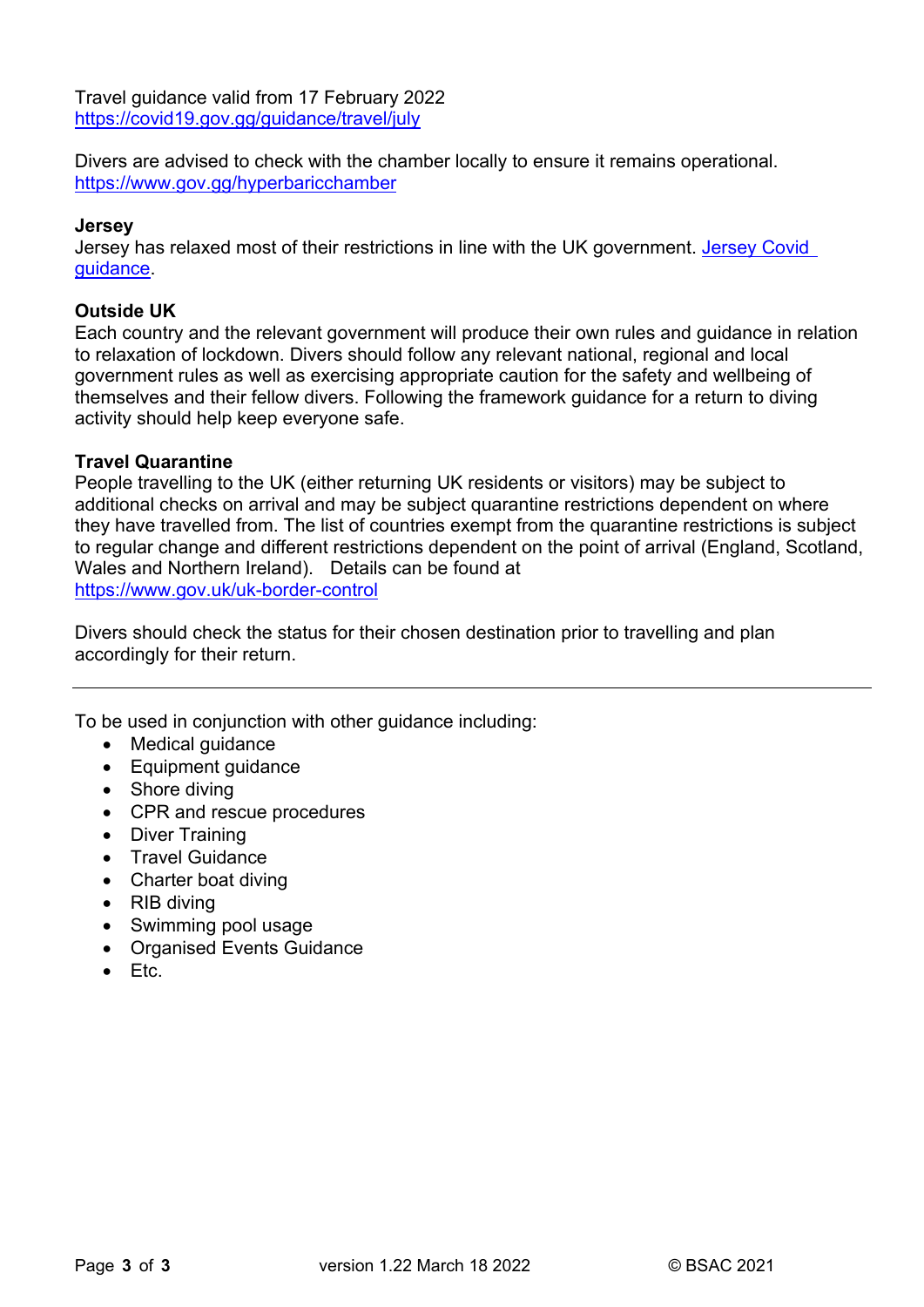Travel guidance valid from 17 February 2022
https://covid19.gov.gg/guidance/travel/july

Divers are advised to check with the chamber locally to ensure it remains operational.
https://www.gov.gg/hyperbaricchamber

**Jersey**
Jersey has relaxed most of their restrictions in line with the UK government. Jersey Covid guidance.

**Outside UK**
Each country and the relevant government will produce their own rules and guidance in relation to relaxation of lockdown. Divers should follow any relevant national, regional and local government rules as well as exercising appropriate caution for the safety and wellbeing of themselves and their fellow divers. Following the framework guidance for a return to diving activity should help keep everyone safe.

**Travel Quarantine**
People travelling to the UK (either returning UK residents or visitors) may be subject to additional checks on arrival and may be subject quarantine restrictions dependent on where they have travelled from. The list of countries exempt from the quarantine restrictions is subject to regular change and different restrictions dependent on the point of arrival (England, Scotland, Wales and Northern Ireland). Details can be found at
https://www.gov.uk/uk-border-control

Divers should check the status for their chosen destination prior to travelling and plan accordingly for their return.

---

To be used in conjunction with other guidance including:

- Medical guidance
- Equipment guidance
- Shore diving
- CPR and rescue procedures
- Diver Training
- Travel Guidance
- Charter boat diving
- RIB diving
- Swimming pool usage
- Organised Events Guidance
- Etc.

version 1.22 March 18 2022 © BSAC 2021